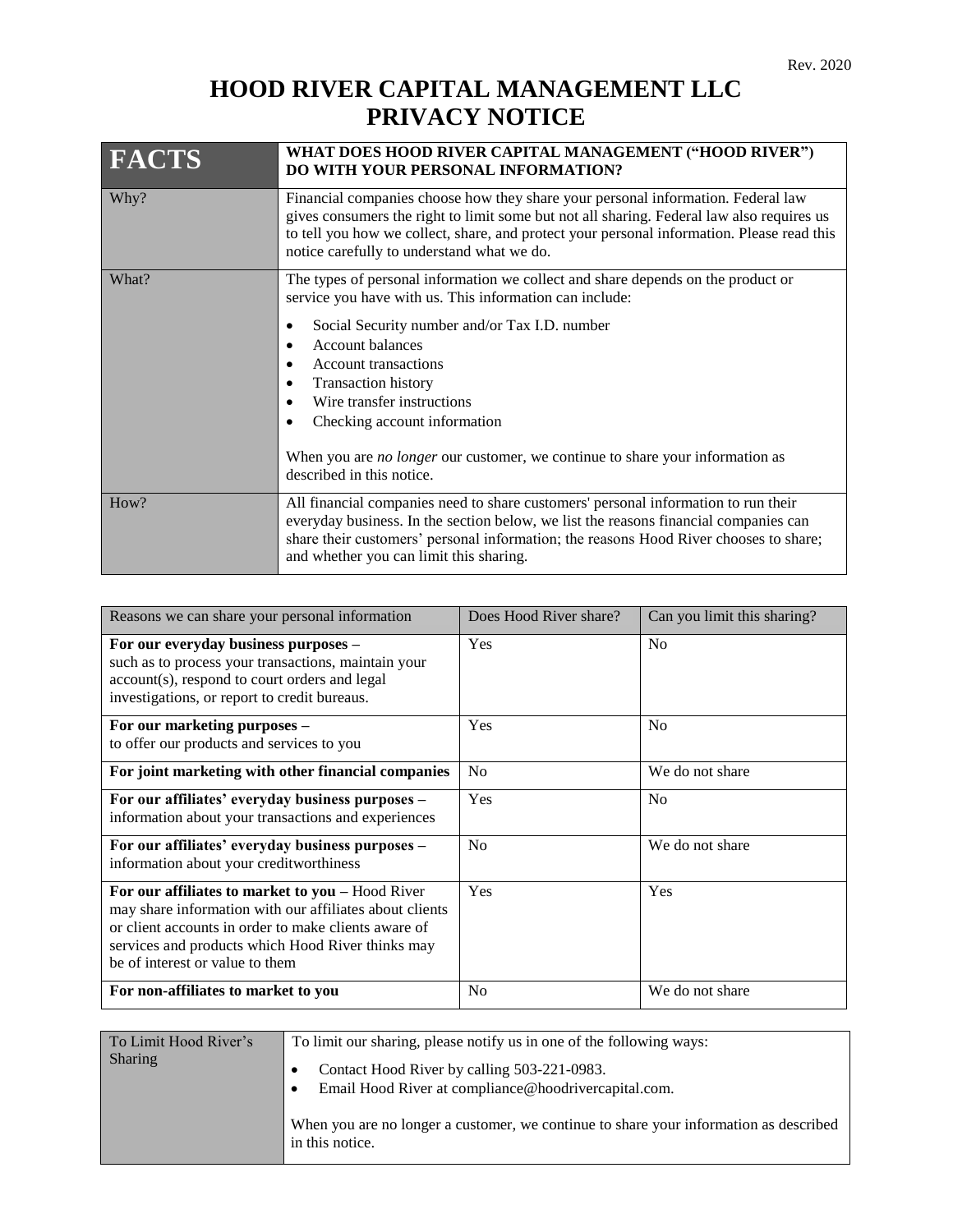Rev. 2020

# HOOD RIVER CAPITAL MANAGEMENT LLC PRIVACY NOTICE

| FACTS | WHAT DOES HOOD RIVER CAPITAL MANAGEMENT ("HOOD RIVER") DO WITH YOUR PERSONAL INFORMATION? |
|---|---|
| Why? | Financial companies choose how they share your personal information. Federal law gives consumers the right to limit some but not all sharing. Federal law also requires us to tell you how we collect, share, and protect your personal information. Please read this notice carefully to understand what we do. |
| What? | The types of personal information we collect and share depends on the product or service you have with us. This information can include:<br>• Social Security number and/or Tax I.D. number<br>• Account balances<br>• Account transactions<br>• Transaction history<br>• Wire transfer instructions<br>• Checking account information<br><br>When you are *no longer* our customer, we continue to share your information as described in this notice. |
| How? | All financial companies need to share customers' personal information to run their everyday business. In the section below, we list the reasons financial companies can share their customers' personal information; the reasons Hood River chooses to share; and whether you can limit this sharing. |

| Reasons we can share your personal information | Does Hood River share? | Can you limit this sharing? |
|---|---|---|
| **For our everyday business purposes –** such as to process your transactions, maintain your account(s), respond to court orders and legal investigations, or report to credit bureaus. | Yes | No |
| **For our marketing purposes –** to offer our products and services to you | Yes | No |
| **For joint marketing with other financial companies** | No | We do not share |
| **For our affiliates' everyday business purposes –** information about your transactions and experiences | Yes | No |
| **For our affiliates' everyday business purposes –** information about your creditworthiness | No | We do not share |
| **For our affiliates to market to you –** Hood River may share information with our affiliates about clients or client accounts in order to make clients aware of services and products which Hood River thinks may be of interest or value to them | Yes | Yes |
| **For non-affiliates to market to you** | No | We do not share |

| | |
|---|---|
| To Limit Hood River's Sharing | To limit our sharing, please notify us in one of the following ways:<br>• Contact Hood River by calling 503-221-0983.<br>• Email Hood River at compliance@hoodrivercapital.com.<br><br>When you are no longer a customer, we continue to share your information as described in this notice. |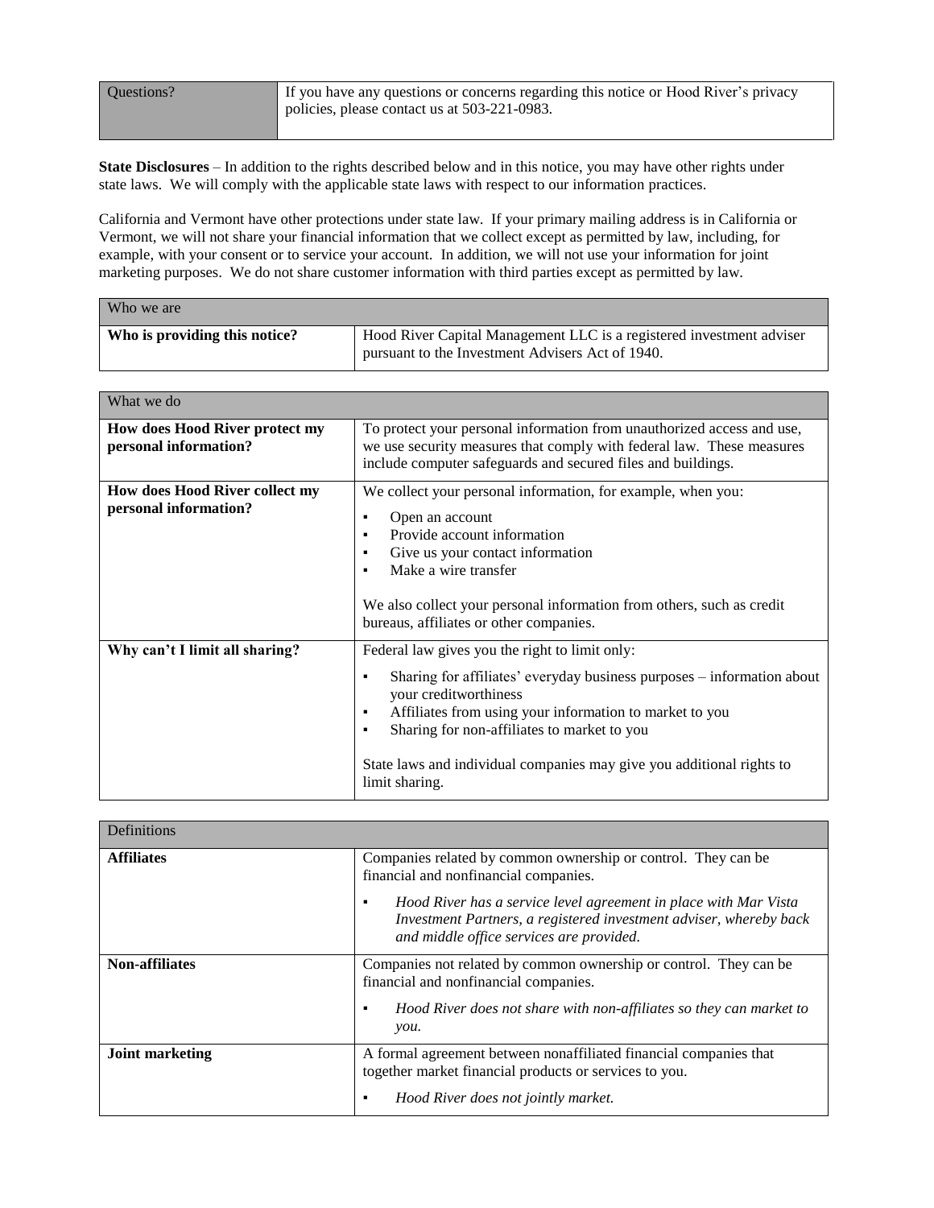| Questions? | If you have any questions or concerns regarding this notice or Hood River's privacy policies, please contact us at 503-221-0983. |
|---|---|

**State Disclosures** – In addition to the rights described below and in this notice, you may have other rights under state laws. We will comply with the applicable state laws with respect to our information practices.

California and Vermont have other protections under state law. If your primary mailing address is in California or Vermont, we will not share your financial information that we collect except as permitted by law, including, for example, with your consent or to service your account. In addition, we will not use your information for joint marketing purposes. We do not share customer information with third parties except as permitted by law.

| Who we are | |
|---|---|
| **Who is providing this notice?** | Hood River Capital Management LLC is a registered investment adviser pursuant to the Investment Advisers Act of 1940. |

| What we do | |
|---|---|
| **How does Hood River protect my personal information?** | To protect your personal information from unauthorized access and use, we use security measures that comply with federal law. These measures include computer safeguards and secured files and buildings. |
| **How does Hood River collect my personal information?** | We collect your personal information, for example, when you:<br>▪ Open an account<br>▪ Provide account information<br>▪ Give us your contact information<br>▪ Make a wire transfer<br><br>We also collect your personal information from others, such as credit bureaus, affiliates or other companies. |
| **Why can't I limit all sharing?** | Federal law gives you the right to limit only:<br>▪ Sharing for affiliates' everyday business purposes – information about your creditworthiness<br>▪ Affiliates from using your information to market to you<br>▪ Sharing for non-affiliates to market to you<br><br>State laws and individual companies may give you additional rights to limit sharing. |

| Definitions | |
|---|---|
| **Affiliates** | Companies related by common ownership or control. They can be financial and nonfinancial companies.<br>▪ *Hood River has a service level agreement in place with Mar Vista Investment Partners, a registered investment adviser, whereby back and middle office services are provided.* |
| **Non-affiliates** | Companies not related by common ownership or control. They can be financial and nonfinancial companies.<br>▪ *Hood River does not share with non-affiliates so they can market to you.* |
| **Joint marketing** | A formal agreement between nonaffiliated financial companies that together market financial products or services to you.<br>▪ *Hood River does not jointly market.* |